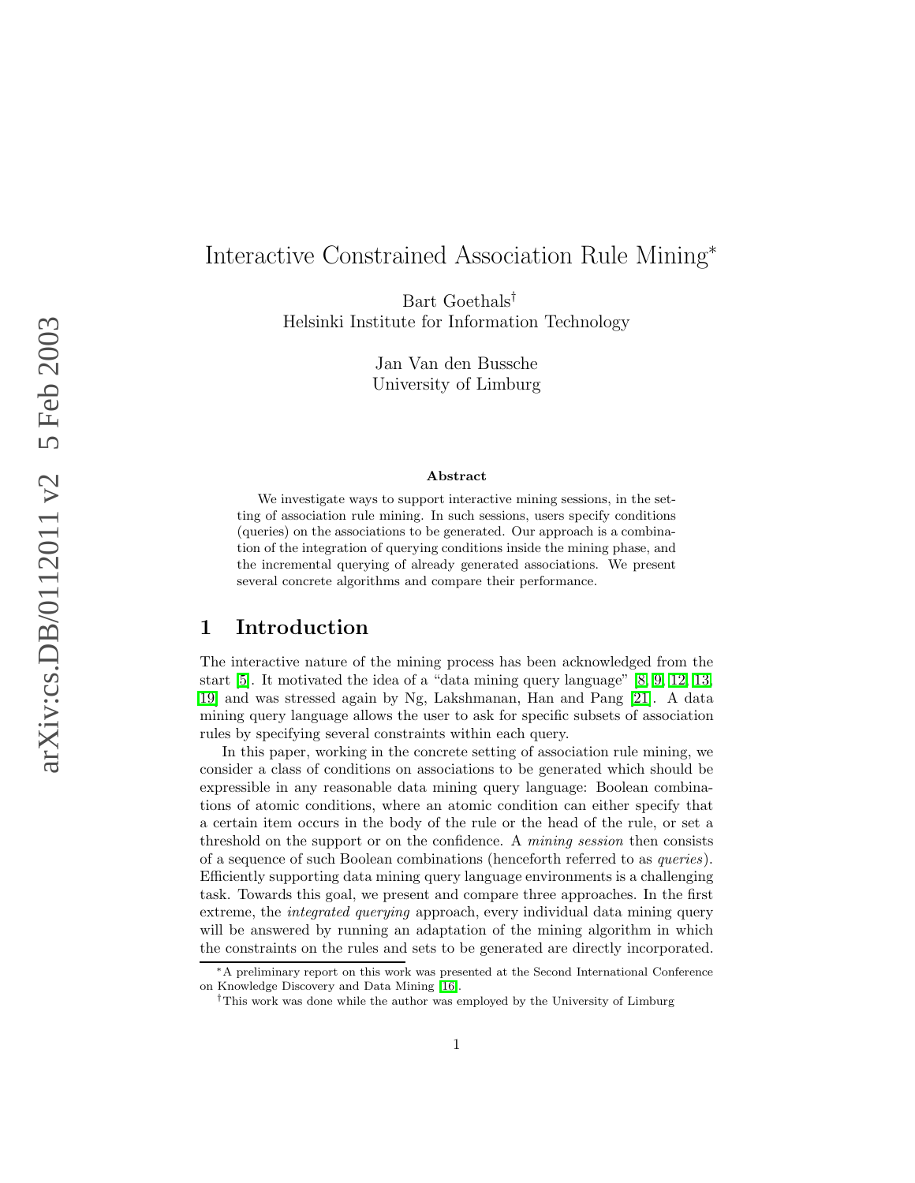# Interactive Constrained Association Rule Mining*

Bart Goethals[†]
Helsinki Institute for Information Technology

Jan Van den Bussche
University of Limburg

### Abstract

We investigate ways to support interactive mining sessions, in the setting of association rule mining. In such sessions, users specify conditions (queries) on the associations to be generated. Our approach is a combination of the integration of querying conditions inside the mining phase, and the incremental querying of already generated associations. We present several concrete algorithms and compare their performance.

## 1 Introduction

The interactive nature of the mining process has been acknowledged from the start [5]. It motivated the idea of a "data mining query language" [8, 9, 12, 13, 19] and was stressed again by Ng, Lakshmanan, Han and Pang [21]. A data mining query language allows the user to ask for specific subsets of association rules by specifying several constraints within each query.

In this paper, working in the concrete setting of association rule mining, we consider a class of conditions on associations to be generated which should be expressible in any reasonable data mining query language: Boolean combinations of atomic conditions, where an atomic condition can either specify that a certain item occurs in the body of the rule or the head of the rule, or set a threshold on the support or on the confidence. A *mining session* then consists of a sequence of such Boolean combinations (henceforth referred to as *queries*). Efficiently supporting data mining query language environments is a challenging task. Towards this goal, we present and compare three approaches. In the first extreme, the *integrated querying* approach, every individual data mining query will be answered by running an adaptation of the mining algorithm in which the constraints on the rules and sets to be generated are directly incorporated.

*A preliminary report on this work was presented at the Second International Conference on Knowledge Discovery and Data Mining [16].

[†]This work was done while the author was employed by the University of Limburg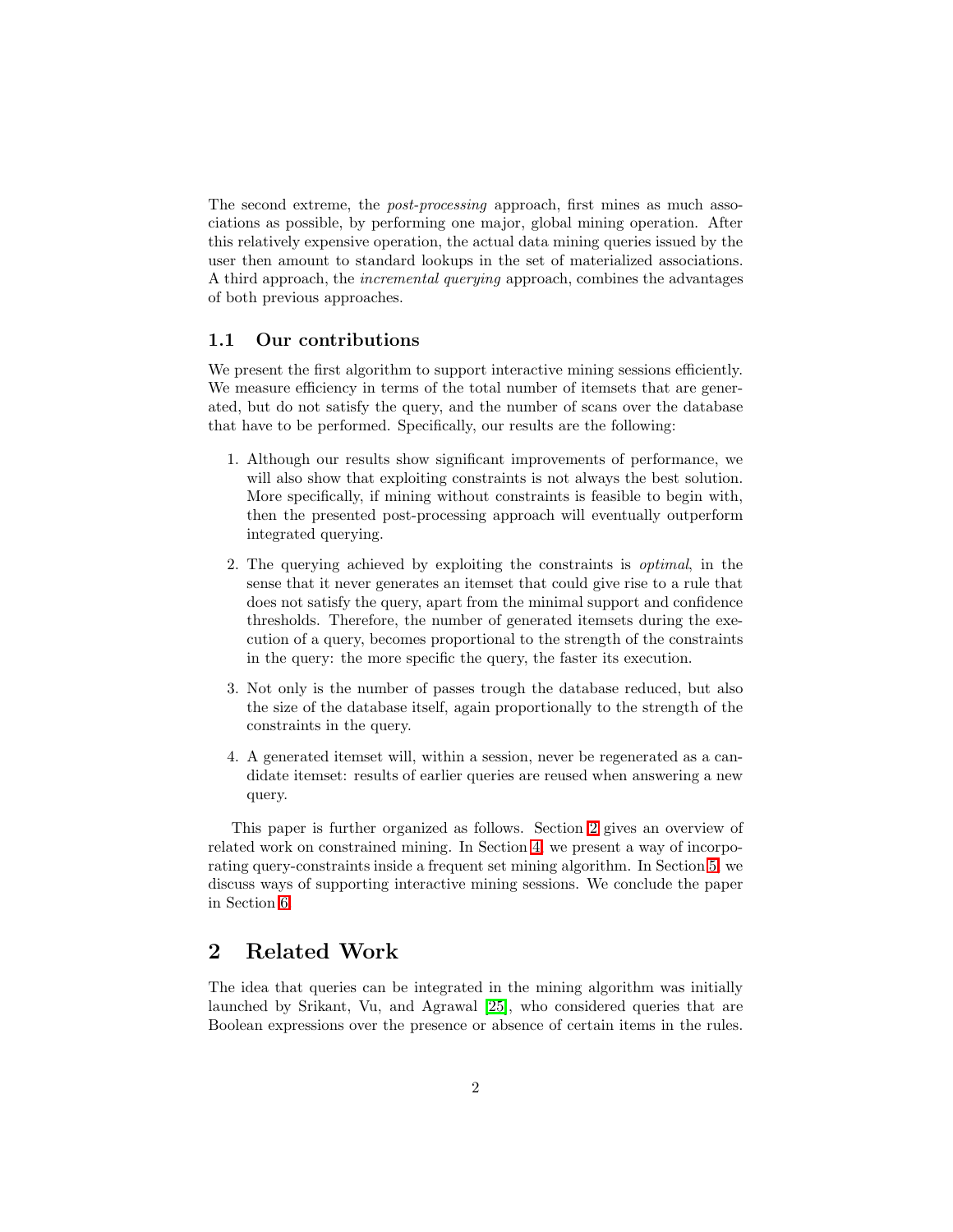The second extreme, the *post-processing* approach, first mines as much associations as possible, by performing one major, global mining operation. After this relatively expensive operation, the actual data mining queries issued by the user then amount to standard lookups in the set of materialized associations. A third approach, the *incremental querying* approach, combines the advantages of both previous approaches.

### 1.1 Our contributions

We present the first algorithm to support interactive mining sessions efficiently. We measure efficiency in terms of the total number of itemsets that are generated, but do not satisfy the query, and the number of scans over the database that have to be performed. Specifically, our results are the following:

1. Although our results show significant improvements of performance, we will also show that exploiting constraints is not always the best solution. More specifically, if mining without constraints is feasible to begin with, then the presented post-processing approach will eventually outperform integrated querying.

2. The querying achieved by exploiting the constraints is *optimal*, in the sense that it never generates an itemset that could give rise to a rule that does not satisfy the query, apart from the minimal support and confidence thresholds. Therefore, the number of generated itemsets during the execution of a query, becomes proportional to the strength of the constraints in the query: the more specific the query, the faster its execution.

3. Not only is the number of passes trough the database reduced, but also the size of the database itself, again proportionally to the strength of the constraints in the query.

4. A generated itemset will, within a session, never be regenerated as a candidate itemset: results of earlier queries are reused when answering a new query.

This paper is further organized as follows. Section 2 gives an overview of related work on constrained mining. In Section 4, we present a way of incorporating query-constraints inside a frequent set mining algorithm. In Section 5, we discuss ways of supporting interactive mining sessions. We conclude the paper in Section 6.

## 2 Related Work

The idea that queries can be integrated in the mining algorithm was initially launched by Srikant, Vu, and Agrawal [25], who considered queries that are Boolean expressions over the presence or absence of certain items in the rules.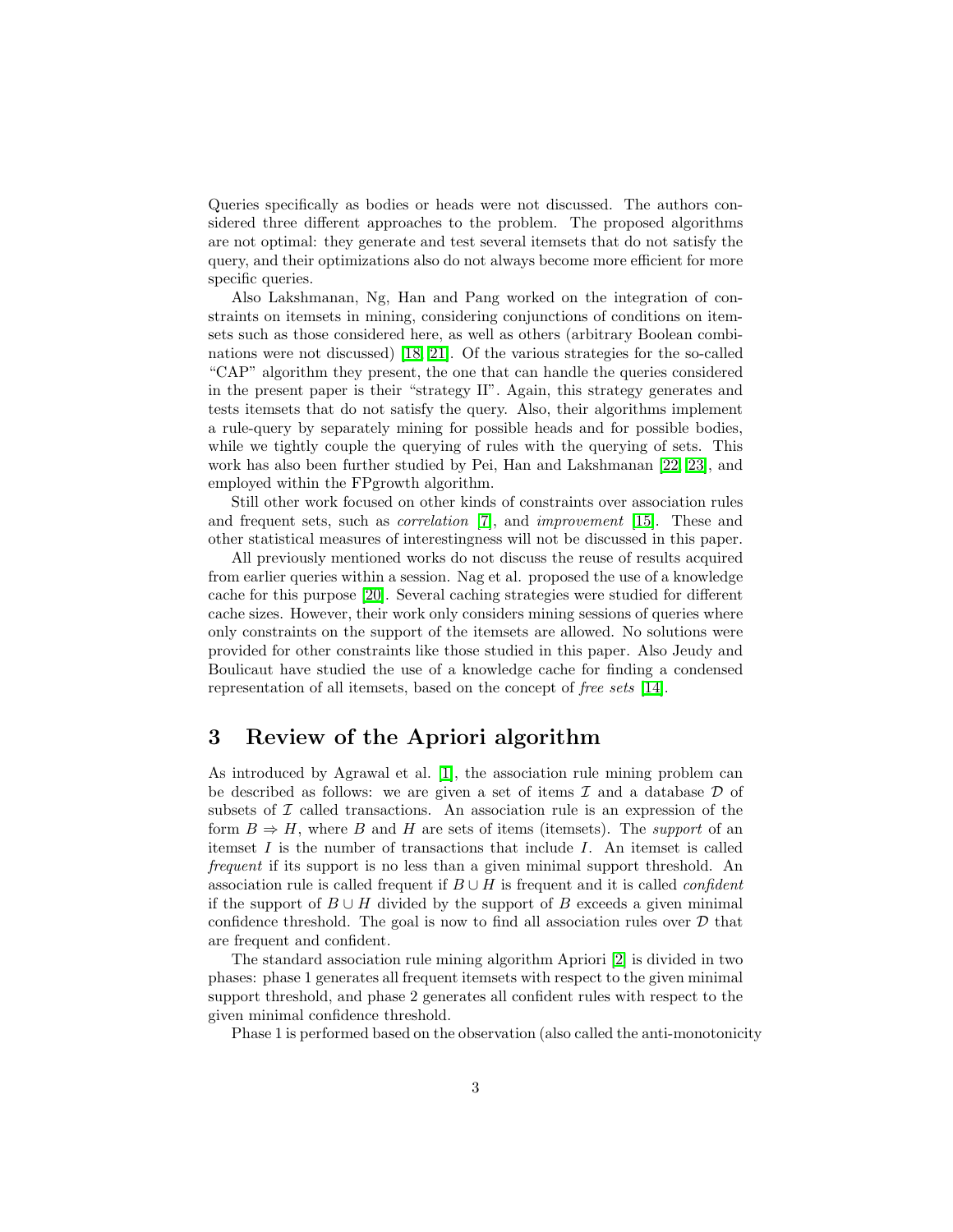Queries specifically as bodies or heads were not discussed. The authors considered three different approaches to the problem. The proposed algorithms are not optimal: they generate and test several itemsets that do not satisfy the query, and their optimizations also do not always become more efficient for more specific queries.

Also Lakshmanan, Ng, Han and Pang worked on the integration of constraints on itemsets in mining, considering conjunctions of conditions on itemsets such as those considered here, as well as others (arbitrary Boolean combinations were not discussed) [18, 21]. Of the various strategies for the so-called "CAP" algorithm they present, the one that can handle the queries considered in the present paper is their "strategy II". Again, this strategy generates and tests itemsets that do not satisfy the query. Also, their algorithms implement a rule-query by separately mining for possible heads and for possible bodies, while we tightly couple the querying of rules with the querying of sets. This work has also been further studied by Pei, Han and Lakshmanan [22, 23], and employed within the FPgrowth algorithm.

Still other work focused on other kinds of constraints over association rules and frequent sets, such as *correlation* [7], and *improvement* [15]. These and other statistical measures of interestingness will not be discussed in this paper.

All previously mentioned works do not discuss the reuse of results acquired from earlier queries within a session. Nag et al. proposed the use of a knowledge cache for this purpose [20]. Several caching strategies were studied for different cache sizes. However, their work only considers mining sessions of queries where only constraints on the support of the itemsets are allowed. No solutions were provided for other constraints like those studied in this paper. Also Jeudy and Boulicaut have studied the use of a knowledge cache for finding a condensed representation of all itemsets, based on the concept of *free sets* [14].

## 3 Review of the Apriori algorithm

As introduced by Agrawal et al. [1], the association rule mining problem can be described as follows: we are given a set of items $\mathcal{I}$ and a database $\mathcal{D}$ of subsets of $\mathcal{I}$ called transactions. An association rule is an expression of the form $B \Rightarrow H$, where $B$ and $H$ are sets of items (itemsets). The *support* of an itemset $I$ is the number of transactions that include $I$. An itemset is called *frequent* if its support is no less than a given minimal support threshold. An association rule is called frequent if $B \cup H$ is frequent and it is called *confident* if the support of $B \cup H$ divided by the support of $B$ exceeds a given minimal confidence threshold. The goal is now to find all association rules over $\mathcal{D}$ that are frequent and confident.

The standard association rule mining algorithm Apriori [2] is divided in two phases: phase 1 generates all frequent itemsets with respect to the given minimal support threshold, and phase 2 generates all confident rules with respect to the given minimal confidence threshold.

Phase 1 is performed based on the observation (also called the anti-monotonicity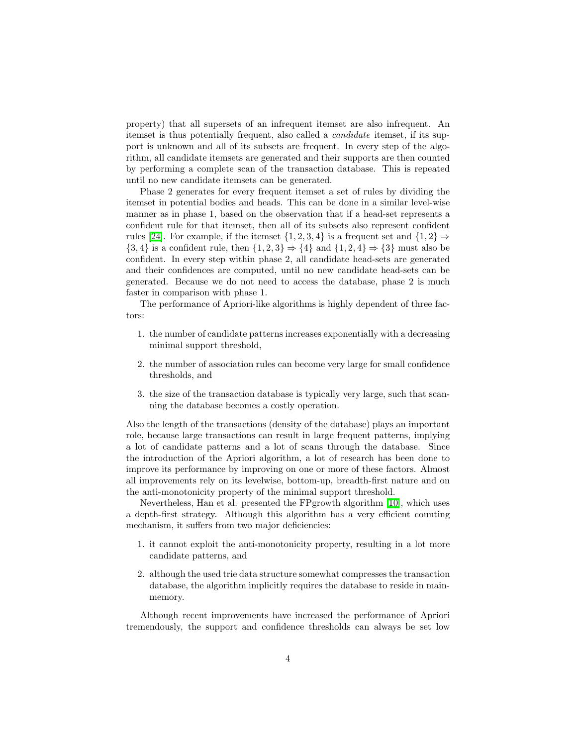property) that all supersets of an infrequent itemset are also infrequent. An itemset is thus potentially frequent, also called a *candidate* itemset, if its support is unknown and all of its subsets are frequent. In every step of the algorithm, all candidate itemsets are generated and their supports are then counted by performing a complete scan of the transaction database. This is repeated until no new candidate itemsets can be generated.

Phase 2 generates for every frequent itemset a set of rules by dividing the itemset in potential bodies and heads. This can be done in a similar level-wise manner as in phase 1, based on the observation that if a head-set represents a confident rule for that itemset, then all of its subsets also represent confident rules [24]. For example, if the itemset $\{1, 2, 3, 4\}$ is a frequent set and $\{1, 2\} \Rightarrow \{3, 4\}$ is a confident rule, then $\{1, 2, 3\} \Rightarrow \{4\}$ and $\{1, 2, 4\} \Rightarrow \{3\}$ must also be confident. In every step within phase 2, all candidate head-sets are generated and their confidences are computed, until no new candidate head-sets can be generated. Because we do not need to access the database, phase 2 is much faster in comparison with phase 1.

The performance of Apriori-like algorithms is highly dependent of three factors:

1. the number of candidate patterns increases exponentially with a decreasing minimal support threshold,
2. the number of association rules can become very large for small confidence thresholds, and
3. the size of the transaction database is typically very large, such that scanning the database becomes a costly operation.

Also the length of the transactions (density of the database) plays an important role, because large transactions can result in large frequent patterns, implying a lot of candidate patterns and a lot of scans through the database. Since the introduction of the Apriori algorithm, a lot of research has been done to improve its performance by improving on one or more of these factors. Almost all improvements rely on its levelwise, bottom-up, breadth-first nature and on the anti-monotonicity property of the minimal support threshold.

Nevertheless, Han et al. presented the FPgrowth algorithm [10], which uses a depth-first strategy. Although this algorithm has a very efficient counting mechanism, it suffers from two major deficiencies:

1. it cannot exploit the anti-monotonicity property, resulting in a lot more candidate patterns, and
2. although the used trie data structure somewhat compresses the transaction database, the algorithm implicitly requires the database to reside in main-memory.

Although recent improvements have increased the performance of Apriori tremendously, the support and confidence thresholds can always be set low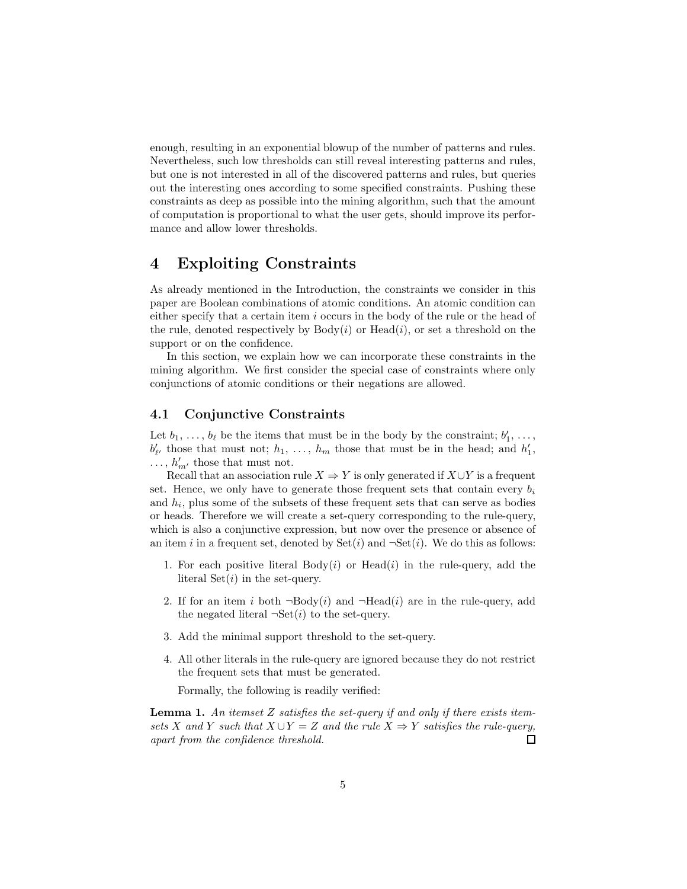enough, resulting in an exponential blowup of the number of patterns and rules. Nevertheless, such low thresholds can still reveal interesting patterns and rules, but one is not interested in all of the discovered patterns and rules, but queries out the interesting ones according to some specified constraints. Pushing these constraints as deep as possible into the mining algorithm, such that the amount of computation is proportional to what the user gets, should improve its performance and allow lower thresholds.

# 4 Exploiting Constraints

As already mentioned in the Introduction, the constraints we consider in this paper are Boolean combinations of atomic conditions. An atomic condition can either specify that a certain item $i$ occurs in the body of the rule or the head of the rule, denoted respectively by $\mathrm{Body}(i)$ or $\mathrm{Head}(i)$, or set a threshold on the support or on the confidence.

In this section, we explain how we can incorporate these constraints in the mining algorithm. We first consider the special case of constraints where only conjunctions of atomic conditions or their negations are allowed.

## 4.1 Conjunctive Constraints

Let $b_1, \ldots, b_\ell$ be the items that must be in the body by the constraint; $b'_1, \ldots, b'_{\ell'}$ those that must not; $h_1, \ldots, h_m$ those that must be in the head; and $h'_1, \ldots, h'_{m'}$ those that must not.

Recall that an association rule $X \Rightarrow Y$ is only generated if $X \cup Y$ is a frequent set. Hence, we only have to generate those frequent sets that contain every $b_i$ and $h_i$, plus some of the subsets of these frequent sets that can serve as bodies or heads. Therefore we will create a set-query corresponding to the rule-query, which is also a conjunctive expression, but now over the presence or absence of an item $i$ in a frequent set, denoted by $\mathrm{Set}(i)$ and $\neg\mathrm{Set}(i)$. We do this as follows:

1. For each positive literal $\mathrm{Body}(i)$ or $\mathrm{Head}(i)$ in the rule-query, add the literal $\mathrm{Set}(i)$ in the set-query.
2. If for an item $i$ both $\neg\mathrm{Body}(i)$ and $\neg\mathrm{Head}(i)$ are in the rule-query, add the negated literal $\neg\mathrm{Set}(i)$ to the set-query.
3. Add the minimal support threshold to the set-query.
4. All other literals in the rule-query are ignored because they do not restrict the frequent sets that must be generated.

   Formally, the following is readily verified:

**Lemma 1.** *An itemset $Z$ satisfies the set-query if and only if there exists itemsets $X$ and $Y$ such that $X \cup Y = Z$ and the rule $X \Rightarrow Y$ satisfies the rule-query, apart from the confidence threshold.* □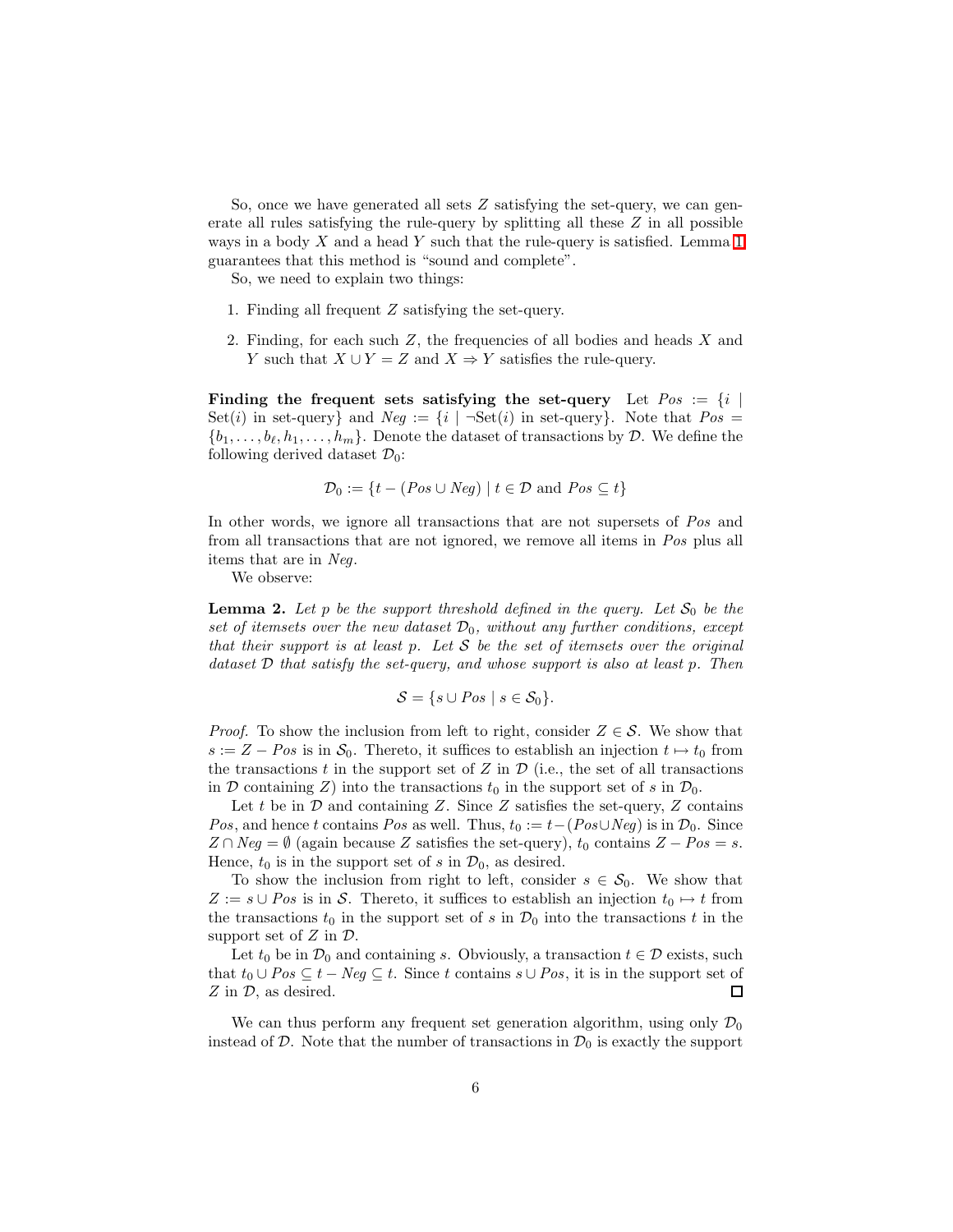So, once we have generated all sets $Z$ satisfying the set-query, we can generate all rules satisfying the rule-query by splitting all these $Z$ in all possible ways in a body $X$ and a head $Y$ such that the rule-query is satisfied. Lemma 1 guarantees that this method is "sound and complete".

So, we need to explain two things:

1. Finding all frequent $Z$ satisfying the set-query.
2. Finding, for each such $Z$, the frequencies of all bodies and heads $X$ and $Y$ such that $X \cup Y = Z$ and $X \Rightarrow Y$ satisfies the rule-query.

**Finding the frequent sets satisfying the set-query** Let $Pos := \{i \mid \text{Set}(i) \text{ in set-query}\}$ and $Neg := \{i \mid \neg\text{Set}(i) \text{ in set-query}\}$. Note that $Pos = \{b_1, \ldots, b_\ell, h_1, \ldots, h_m\}$. Denote the dataset of transactions by $\mathcal{D}$. We define the following derived dataset $\mathcal{D}_0$:

$$\mathcal{D}_0 := \{t - (Pos \cup Neg) \mid t \in \mathcal{D} \text{ and } Pos \subseteq t\}$$

In other words, we ignore all transactions that are not supersets of $Pos$ and from all transactions that are not ignored, we remove all items in $Pos$ plus all items that are in $Neg$.

We observe:

**Lemma 2.** *Let $p$ be the support threshold defined in the query. Let $\mathcal{S}_0$ be the set of itemsets over the new dataset $\mathcal{D}_0$, without any further conditions, except that their support is at least $p$. Let $\mathcal{S}$ be the set of itemsets over the original dataset $\mathcal{D}$ that satisfy the set-query, and whose support is also at least $p$. Then*

$$\mathcal{S} = \{s \cup Pos \mid s \in \mathcal{S}_0\}.$$

*Proof.* To show the inclusion from left to right, consider $Z \in \mathcal{S}$. We show that $s := Z - Pos$ is in $\mathcal{S}_0$. Thereto, it suffices to establish an injection $t \mapsto t_0$ from the transactions $t$ in the support set of $Z$ in $\mathcal{D}$ (i.e., the set of all transactions in $\mathcal{D}$ containing $Z$) into the transactions $t_0$ in the support set of $s$ in $\mathcal{D}_0$.

Let $t$ be in $\mathcal{D}$ and containing $Z$. Since $Z$ satisfies the set-query, $Z$ contains $Pos$, and hence $t$ contains $Pos$ as well. Thus, $t_0 := t - (Pos \cup Neg)$ is in $\mathcal{D}_0$. Since $Z \cap Neg = \emptyset$ (again because $Z$ satisfies the set-query), $t_0$ contains $Z - Pos = s$. Hence, $t_0$ is in the support set of $s$ in $\mathcal{D}_0$, as desired.

To show the inclusion from right to left, consider $s \in \mathcal{S}_0$. We show that $Z := s \cup Pos$ is in $\mathcal{S}$. Thereto, it suffices to establish an injection $t_0 \mapsto t$ from the transactions $t_0$ in the support set of $s$ in $\mathcal{D}_0$ into the transactions $t$ in the support set of $Z$ in $\mathcal{D}$.

Let $t_0$ be in $\mathcal{D}_0$ and containing $s$. Obviously, a transaction $t \in \mathcal{D}$ exists, such that $t_0 \cup Pos \subseteq t - Neg \subseteq t$. Since $t$ contains $s \cup Pos$, it is in the support set of $Z$ in $\mathcal{D}$, as desired. ◻

We can thus perform any frequent set generation algorithm, using only $\mathcal{D}_0$ instead of $\mathcal{D}$. Note that the number of transactions in $\mathcal{D}_0$ is exactly the support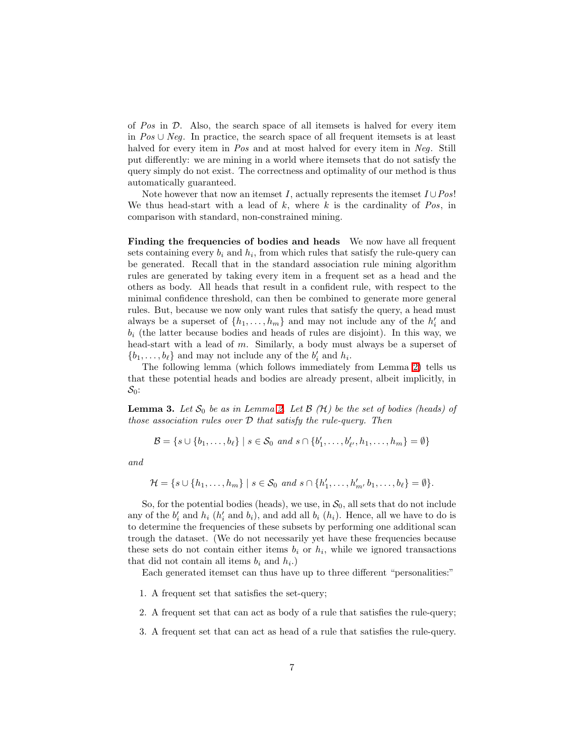of *Pos* in $\mathcal{D}$. Also, the search space of all itemsets is halved for every item in $Pos \cup Neg$. In practice, the search space of all frequent itemsets is at least halved for every item in *Pos* and at most halved for every item in *Neg*. Still put differently: we are mining in a world where itemsets that do not satisfy the query simply do not exist. The correctness and optimality of our method is thus automatically guaranteed.

Note however that now an itemset $I$, actually represents the itemset $I \cup Pos$! We thus head-start with a lead of $k$, where $k$ is the cardinality of *Pos*, in comparison with standard, non-constrained mining.

**Finding the frequencies of bodies and heads** We now have all frequent sets containing every $b_i$ and $h_i$, from which rules that satisfy the rule-query can be generated. Recall that in the standard association rule mining algorithm rules are generated by taking every item in a frequent set as a head and the others as body. All heads that result in a confident rule, with respect to the minimal confidence threshold, can then be combined to generate more general rules. But, because we now only want rules that satisfy the query, a head must always be a superset of $\{h_1, \ldots, h_m\}$ and may not include any of the $h'_i$ and $b_i$ (the latter because bodies and heads of rules are disjoint). In this way, we head-start with a lead of $m$. Similarly, a body must always be a superset of $\{b_1, \ldots, b_\ell\}$ and may not include any of the $b'_i$ and $h_i$.

The following lemma (which follows immediately from Lemma 2) tells us that these potential heads and bodies are already present, albeit implicitly, in $\mathcal{S}_0$:

**Lemma 3.** *Let $\mathcal{S}_0$ be as in Lemma 2. Let $\mathcal{B}$ ($\mathcal{H}$) be the set of bodies (heads) of those association rules over $\mathcal{D}$ that satisfy the rule-query. Then*

$$\mathcal{B} = \{s \cup \{b_1, \ldots, b_\ell\} \mid s \in \mathcal{S}_0 \text{ and } s \cap \{b'_1, \ldots, b'_{\ell'}, h_1, \ldots, h_m\} = \emptyset\}$$

*and*

$$\mathcal{H} = \{s \cup \{h_1, \ldots, h_m\} \mid s \in \mathcal{S}_0 \text{ and } s \cap \{h'_1, \ldots, h'_{m'} b_1, \ldots, b_\ell\} = \emptyset\}.$$

So, for the potential bodies (heads), we use, in $\mathcal{S}_0$, all sets that do not include any of the $b'_i$ and $h_i$ ($h'_i$ and $b_i$), and add all $b_i$ ($h_i$). Hence, all we have to do is to determine the frequencies of these subsets by performing one additional scan trough the dataset. (We do not necessarily yet have these frequencies because these sets do not contain either items $b_i$ or $h_i$, while we ignored transactions that did not contain all items $b_i$ and $h_i$.)

Each generated itemset can thus have up to three different "personalities:"

1. A frequent set that satisfies the set-query;
2. A frequent set that can act as body of a rule that satisfies the rule-query;
3. A frequent set that can act as head of a rule that satisfies the rule-query.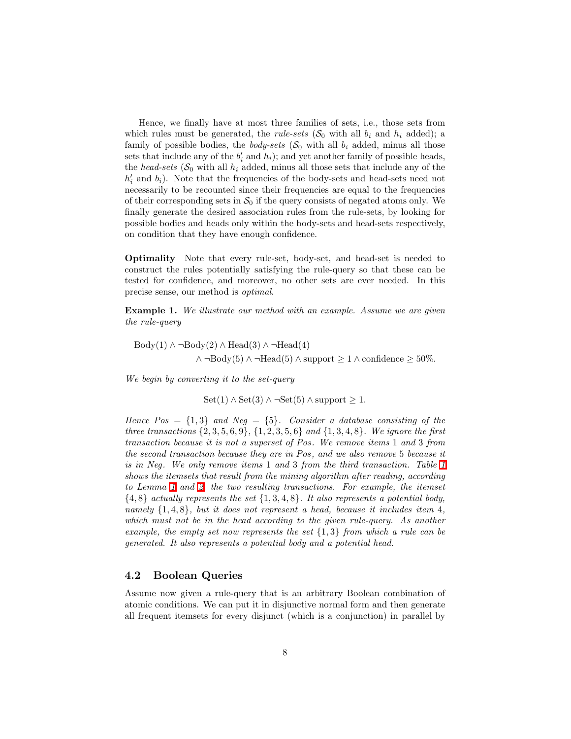Hence, we finally have at most three families of sets, i.e., those sets from which rules must be generated, the *rule-sets* ($\mathcal{S}_0$ with all $b_i$ and $h_i$ added); a family of possible bodies, the *body-sets* ($\mathcal{S}_0$ with all $b_i$ added, minus all those sets that include any of the $b'_i$ and $h_i$); and yet another family of possible heads, the *head-sets* ($\mathcal{S}_0$ with all $h_i$ added, minus all those sets that include any of the $h'_i$ and $b_i$). Note that the frequencies of the body-sets and head-sets need not necessarily to be recounted since their frequencies are equal to the frequencies of their corresponding sets in $\mathcal{S}_0$ if the query consists of negated atoms only. We finally generate the desired association rules from the rule-sets, by looking for possible bodies and heads only within the body-sets and head-sets respectively, on condition that they have enough confidence.

**Optimality** Note that every rule-set, body-set, and head-set is needed to construct the rules potentially satisfying the rule-query so that these can be tested for confidence, and moreover, no other sets are ever needed. In this precise sense, our method is *optimal*.

**Example 1.** *We illustrate our method with an example. Assume we are given the rule-query*

$$\begin{aligned}\mathrm{Body}(1) \wedge \neg\mathrm{Body}(2) \wedge \mathrm{Head}(3) \wedge \neg\mathrm{Head}(4)\\ \wedge \neg\mathrm{Body}(5) \wedge \neg\mathrm{Head}(5) \wedge \mathrm{support} \geq 1 \wedge \mathrm{confidence} \geq 50\%.\end{aligned}$$

*We begin by converting it to the set-query*

$$\mathrm{Set}(1) \wedge \mathrm{Set}(3) \wedge \neg\mathrm{Set}(5) \wedge \mathrm{support} \geq 1.$$

*Hence $Pos = \{1, 3\}$ and $Neg = \{5\}$. Consider a database consisting of the three transactions $\{2, 3, 5, 6, 9\}$, $\{1, 2, 3, 5, 6\}$ and $\{1, 3, 4, 8\}$. We ignore the first transaction because it is not a superset of Pos. We remove items 1 and 3 from the second transaction because they are in Pos, and we also remove 5 because it is in Neg. We only remove items 1 and 3 from the third transaction. Table 1 shows the itemsets that result from the mining algorithm after reading, according to Lemma 1 and 2, the two resulting transactions. For example, the itemset $\{4, 8\}$ actually represents the set $\{1, 3, 4, 8\}$. It also represents a potential body, namely $\{1, 4, 8\}$, but it does not represent a head, because it includes item 4, which must not be in the head according to the given rule-query. As another example, the empty set now represents the set $\{1, 3\}$ from which a rule can be generated. It also represents a potential body and a potential head.*

### 4.2 Boolean Queries

Assume now given a rule-query that is an arbitrary Boolean combination of atomic conditions. We can put it in disjunctive normal form and then generate all frequent itemsets for every disjunct (which is a conjunction) in parallel by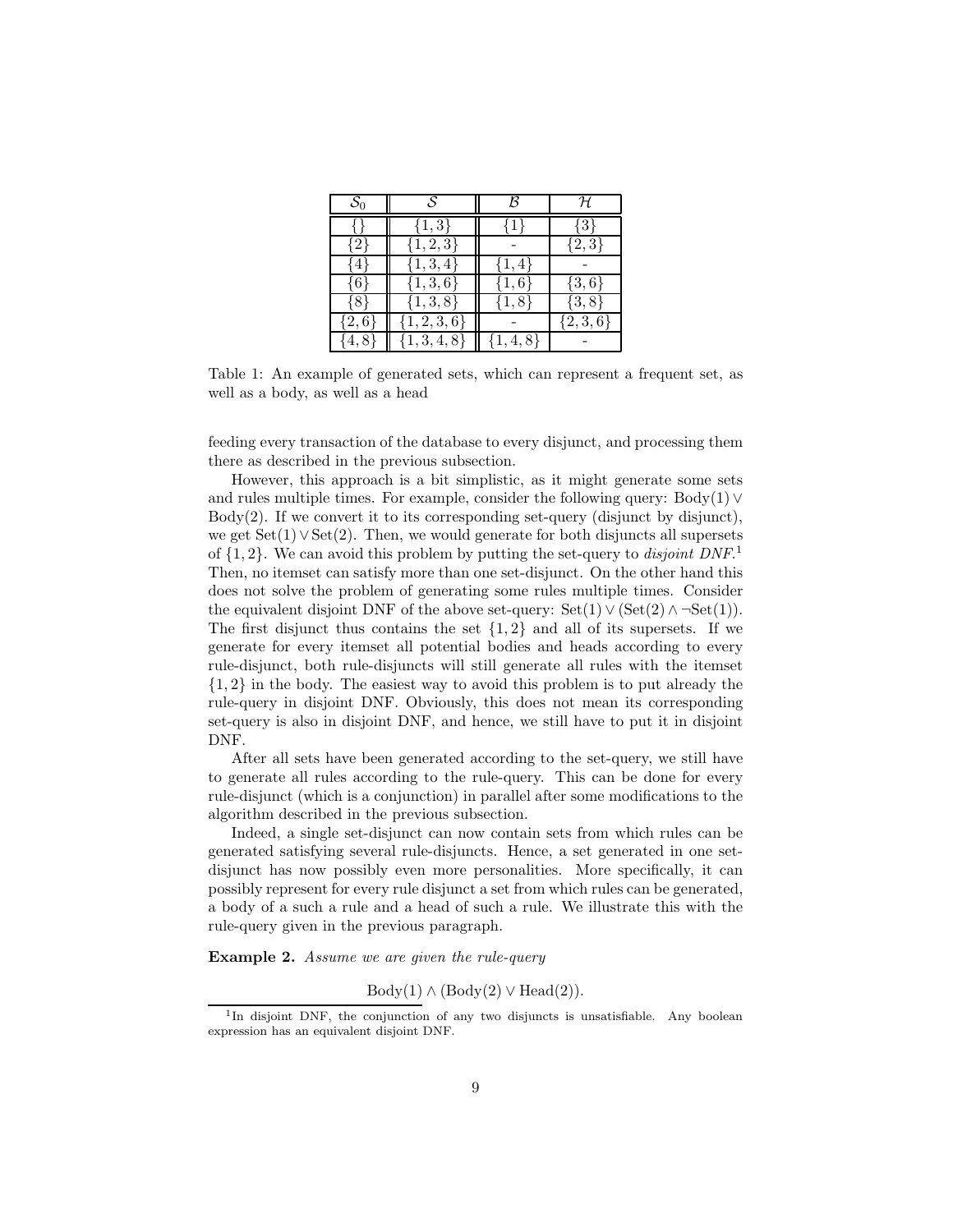| $\mathcal{S}_0$ | $\mathcal{S}$ | $\mathcal{B}$ | $\mathcal{H}$ |
|---|---|---|---|
| $\{\}$ | $\{1,3\}$ | $\{1\}$ | $\{3\}$ |
| $\{2\}$ | $\{1,2,3\}$ | - | $\{2,3\}$ |
| $\{4\}$ | $\{1,3,4\}$ | $\{1,4\}$ | - |
| $\{6\}$ | $\{1,3,6\}$ | $\{1,6\}$ | $\{3,6\}$ |
| $\{8\}$ | $\{1,3,8\}$ | $\{1,8\}$ | $\{3,8\}$ |
| $\{2,6\}$ | $\{1,2,3,6\}$ | - | $\{2,3,6\}$ |
| $\{4,8\}$ | $\{1,3,4,8\}$ | $\{1,4,8\}$ | - |

Table 1: An example of generated sets, which can represent a frequent set, as well as a body, as well as a head

feeding every transaction of the database to every disjunct, and processing them there as described in the previous subsection.

However, this approach is a bit simplistic, as it might generate some sets and rules multiple times. For example, consider the following query: $\text{Body}(1) \vee \text{Body}(2)$. If we convert it to its corresponding set-query (disjunct by disjunct), we get $\text{Set}(1) \vee \text{Set}(2)$. Then, we would generate for both disjuncts all supersets of $\{1,2\}$. We can avoid this problem by putting the set-query to *disjoint DNF*.[1] Then, no itemset can satisfy more than one set-disjunct. On the other hand this does not solve the problem of generating some rules multiple times. Consider the equivalent disjoint DNF of the above set-query: $\text{Set}(1) \vee (\text{Set}(2) \wedge \neg\text{Set}(1))$. The first disjunct thus contains the set $\{1,2\}$ and all of its supersets. If we generate for every itemset all potential bodies and heads according to every rule-disjunct, both rule-disjuncts will still generate all rules with the itemset $\{1,2\}$ in the body. The easiest way to avoid this problem is to put already the rule-query in disjoint DNF. Obviously, this does not mean its corresponding set-query is also in disjoint DNF, and hence, we still have to put it in disjoint DNF.

After all sets have been generated according to the set-query, we still have to generate all rules according to the rule-query. This can be done for every rule-disjunct (which is a conjunction) in parallel after some modifications to the algorithm described in the previous subsection.

Indeed, a single set-disjunct can now contain sets from which rules can be generated satisfying several rule-disjuncts. Hence, a set generated in one set-disjunct has now possibly even more personalities. More specifically, it can possibly represent for every rule disjunct a set from which rules can be generated, a body of a such a rule and a head of such a rule. We illustrate this with the rule-query given in the previous paragraph.

**Example 2.** *Assume we are given the rule-query*

$$\text{Body}(1) \wedge (\text{Body}(2) \vee \text{Head}(2)).$$

[1] In disjoint DNF, the conjunction of any two disjuncts is unsatisfiable. Any boolean expression has an equivalent disjoint DNF.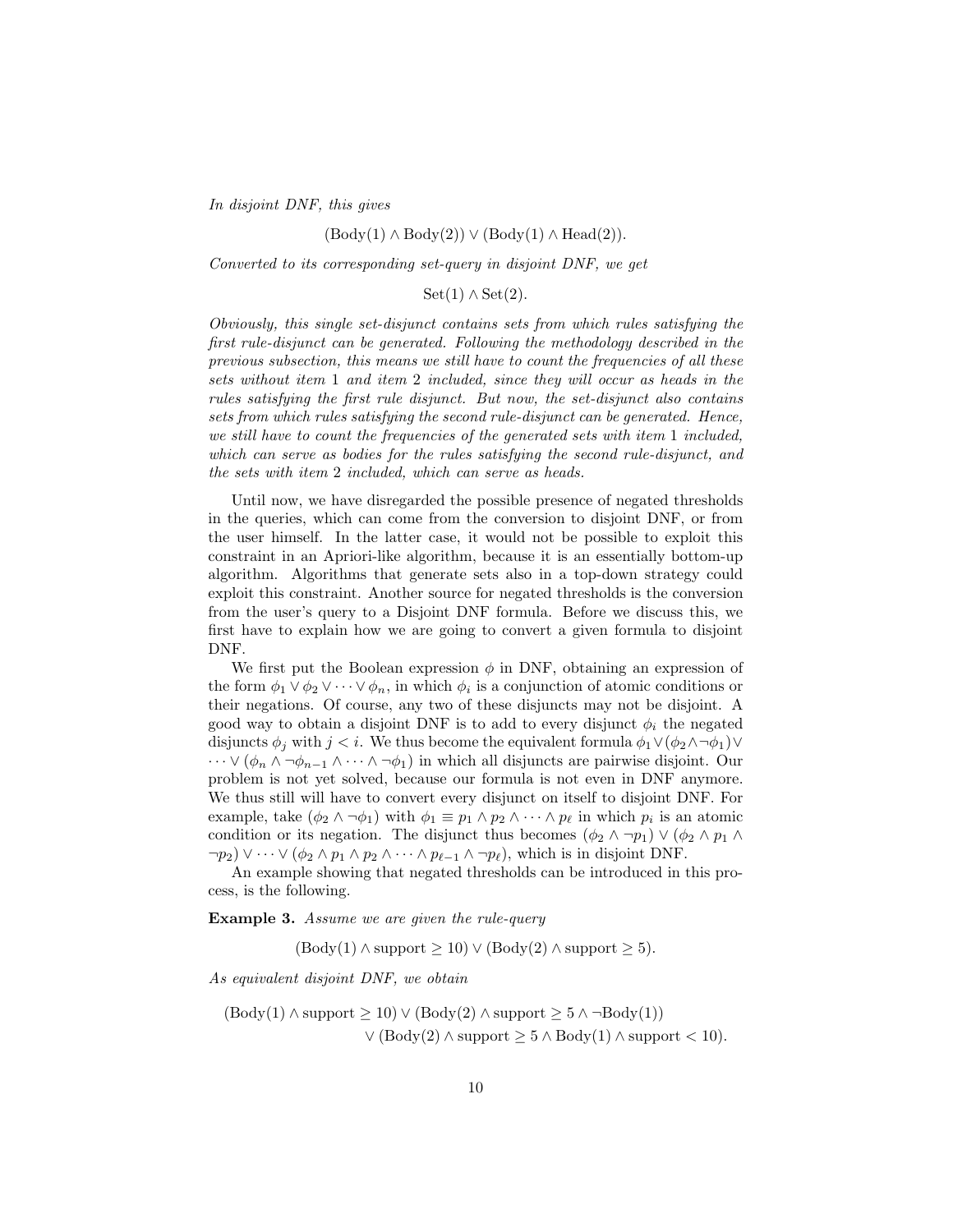*In disjoint DNF, this gives*

$$(\text{Body}(1) \wedge \text{Body}(2)) \vee (\text{Body}(1) \wedge \text{Head}(2)).$$

*Converted to its corresponding set-query in disjoint DNF, we get*

$$\text{Set}(1) \wedge \text{Set}(2).$$

*Obviously, this single set-disjunct contains sets from which rules satisfying the first rule-disjunct can be generated. Following the methodology described in the previous subsection, this means we still have to count the frequencies of all these sets without item* 1 *and item* 2 *included, since they will occur as heads in the rules satisfying the first rule disjunct. But now, the set-disjunct also contains sets from which rules satisfying the second rule-disjunct can be generated. Hence, we still have to count the frequencies of the generated sets with item* 1 *included, which can serve as bodies for the rules satisfying the second rule-disjunct, and the sets with item* 2 *included, which can serve as heads.*

Until now, we have disregarded the possible presence of negated thresholds in the queries, which can come from the conversion to disjoint DNF, or from the user himself. In the latter case, it would not be possible to exploit this constraint in an Apriori-like algorithm, because it is an essentially bottom-up algorithm. Algorithms that generate sets also in a top-down strategy could exploit this constraint. Another source for negated thresholds is the conversion from the user's query to a Disjoint DNF formula. Before we discuss this, we first have to explain how we are going to convert a given formula to disjoint DNF.

We first put the Boolean expression $\phi$ in DNF, obtaining an expression of the form $\phi_1 \vee \phi_2 \vee \cdots \vee \phi_n$, in which $\phi_i$ is a conjunction of atomic conditions or their negations. Of course, any two of these disjuncts may not be disjoint. A good way to obtain a disjoint DNF is to add to every disjunct $\phi_i$ the negated disjuncts $\phi_j$ with $j < i$. We thus become the equivalent formula $\phi_1 \vee (\phi_2 \wedge \neg\phi_1) \vee \cdots \vee (\phi_n \wedge \neg\phi_{n-1} \wedge \cdots \wedge \neg\phi_1)$ in which all disjuncts are pairwise disjoint. Our problem is not yet solved, because our formula is not even in DNF anymore. We thus still will have to convert every disjunct on itself to disjoint DNF. For example, take $(\phi_2 \wedge \neg\phi_1)$ with $\phi_1 \equiv p_1 \wedge p_2 \wedge \cdots \wedge p_\ell$ in which $p_i$ is an atomic condition or its negation. The disjunct thus becomes $(\phi_2 \wedge \neg p_1) \vee (\phi_2 \wedge p_1 \wedge \neg p_2) \vee \cdots \vee (\phi_2 \wedge p_1 \wedge p_2 \wedge \cdots \wedge p_{\ell-1} \wedge \neg p_\ell)$, which is in disjoint DNF.

An example showing that negated thresholds can be introduced in this process, is the following.

**Example 3.** *Assume we are given the rule-query*

$$(\text{Body}(1) \wedge \text{support} \geq 10) \vee (\text{Body}(2) \wedge \text{support} \geq 5).$$

*As equivalent disjoint DNF, we obtain*

$$\begin{aligned}(\text{Body}(1) \wedge \text{support} \geq 10) &\vee (\text{Body}(2) \wedge \text{support} \geq 5 \wedge \neg\text{Body}(1)) \\ &\vee (\text{Body}(2) \wedge \text{support} \geq 5 \wedge \text{Body}(1) \wedge \text{support} < 10).\end{aligned}$$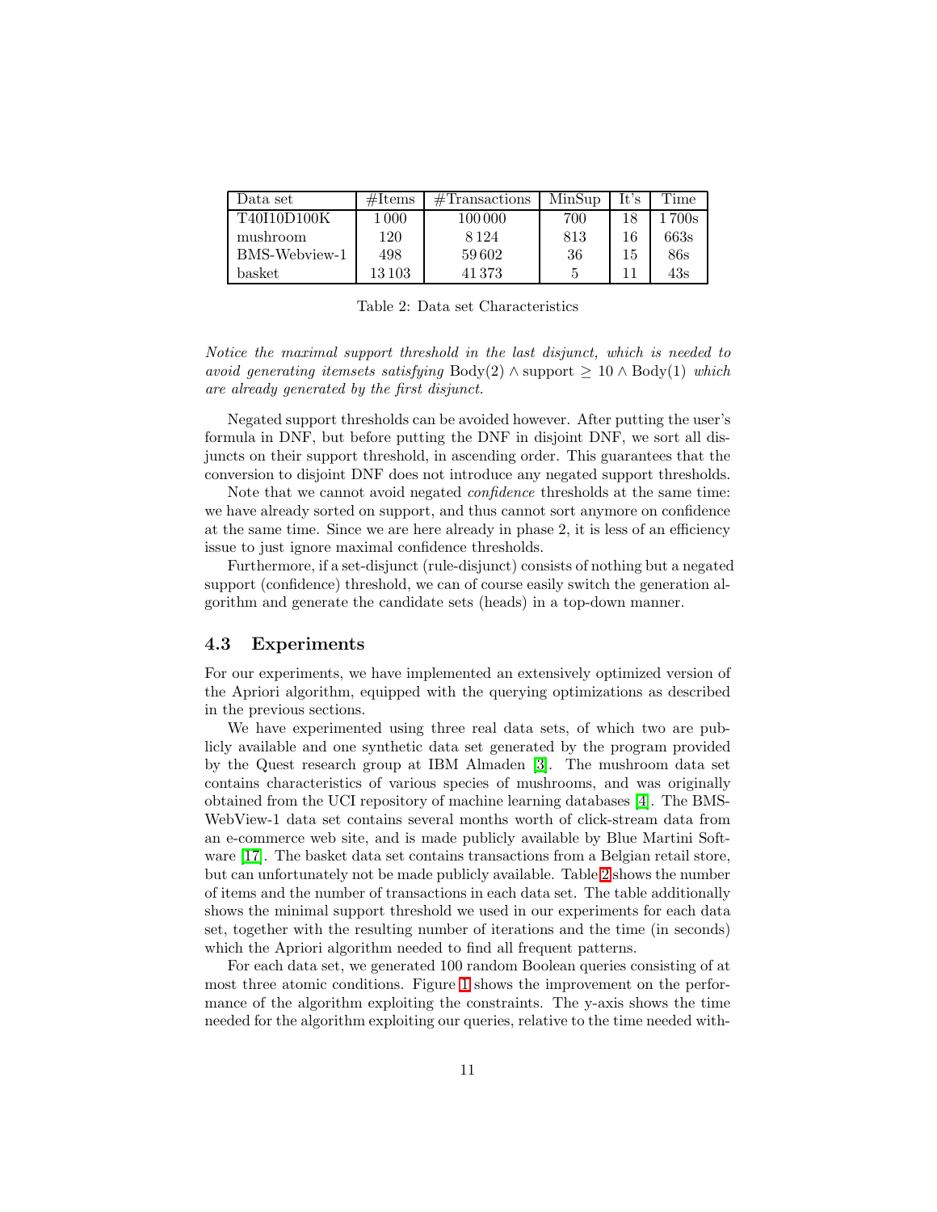| Data set | #Items | #Transactions | MinSup | It's | Time |
|---|---|---|---|---|---|
| T40I10D100K | 1 000 | 100 000 | 700 | 18 | 1 700s |
| mushroom | 120 | 8 124 | 813 | 16 | 663s |
| BMS-Webview-1 | 498 | 59 602 | 36 | 15 | 86s |
| basket | 13 103 | 41 373 | 5 | 11 | 43s |

Table 2: Data set Characteristics

*Notice the maximal support threshold in the last disjunct, which is needed to avoid generating itemsets satisfying* $\text{Body}(2) \wedge \text{support} \geq 10 \wedge \text{Body}(1)$ *which are already generated by the first disjunct.*

Negated support thresholds can be avoided however. After putting the user's formula in DNF, but before putting the DNF in disjoint DNF, we sort all disjuncts on their support threshold, in ascending order. This guarantees that the conversion to disjoint DNF does not introduce any negated support thresholds.

Note that we cannot avoid negated *confidence* thresholds at the same time: we have already sorted on support, and thus cannot sort anymore on confidence at the same time. Since we are here already in phase 2, it is less of an efficiency issue to just ignore maximal confidence thresholds.

Furthermore, if a set-disjunct (rule-disjunct) consists of nothing but a negated support (confidence) threshold, we can of course easily switch the generation algorithm and generate the candidate sets (heads) in a top-down manner.

### 4.3 Experiments

For our experiments, we have implemented an extensively optimized version of the Apriori algorithm, equipped with the querying optimizations as described in the previous sections.

We have experimented using three real data sets, of which two are publicly available and one synthetic data set generated by the program provided by the Quest research group at IBM Almaden [3]. The mushroom data set contains characteristics of various species of mushrooms, and was originally obtained from the UCI repository of machine learning databases [4]. The BMS-WebView-1 data set contains several months worth of click-stream data from an e-commerce web site, and is made publicly available by Blue Martini Software [17]. The basket data set contains transactions from a Belgian retail store, but can unfortunately not be made publicly available. Table 2 shows the number of items and the number of transactions in each data set. The table additionally shows the minimal support threshold we used in our experiments for each data set, together with the resulting number of iterations and the time (in seconds) which the Apriori algorithm needed to find all frequent patterns.

For each data set, we generated 100 random Boolean queries consisting of at most three atomic conditions. Figure 1 shows the improvement on the performance of the algorithm exploiting the constraints. The y-axis shows the time needed for the algorithm exploiting our queries, relative to the time needed with-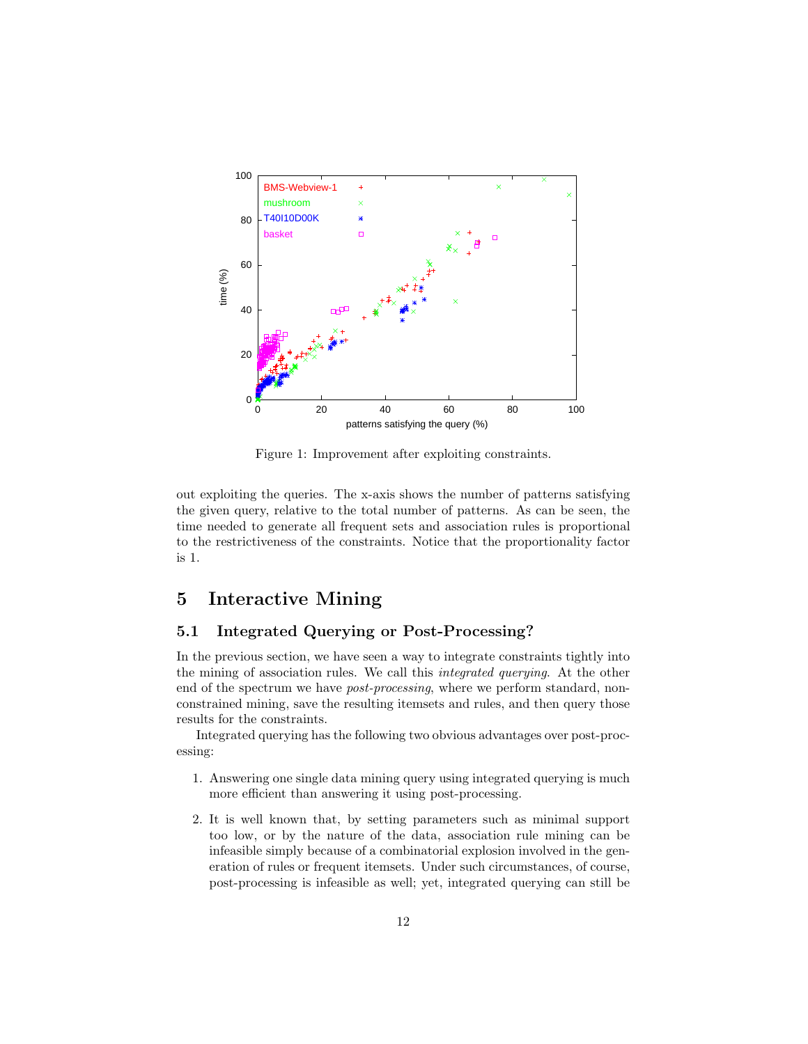Figure 1: Improvement after exploiting constraints.

out exploiting the queries. The x-axis shows the number of patterns satisfying the given query, relative to the total number of patterns. As can be seen, the time needed to generate all frequent sets and association rules is proportional to the restrictiveness of the constraints. Notice that the proportionality factor is 1.

# 5 Interactive Mining

## 5.1 Integrated Querying or Post-Processing?

In the previous section, we have seen a way to integrate constraints tightly into the mining of association rules. We call this *integrated querying*. At the other end of the spectrum we have *post-processing*, where we perform standard, non-constrained mining, save the resulting itemsets and rules, and then query those results for the constraints.

Integrated querying has the following two obvious advantages over post-processing:

1. Answering one single data mining query using integrated querying is much more efficient than answering it using post-processing.
2. It is well known that, by setting parameters such as minimal support too low, or by the nature of the data, association rule mining can be infeasible simply because of a combinatorial explosion involved in the generation of rules or frequent itemsets. Under such circumstances, of course, post-processing is infeasible as well; yet, integrated querying can still be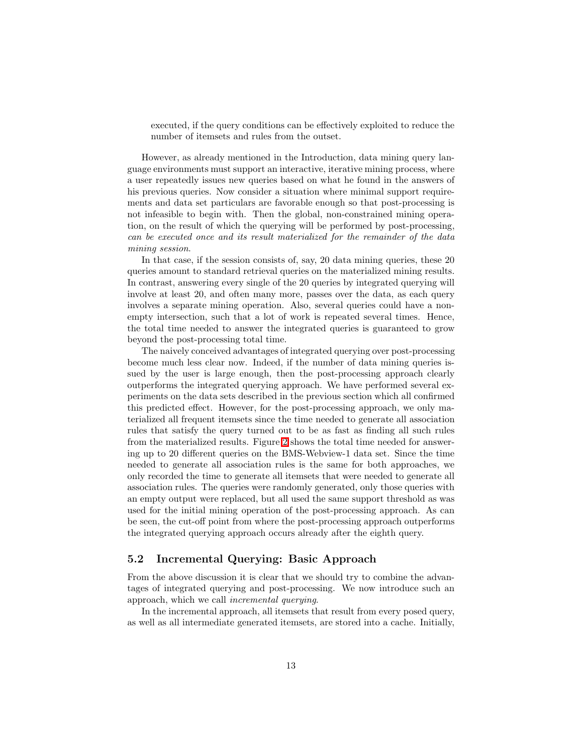executed, if the query conditions can be effectively exploited to reduce the number of itemsets and rules from the outset.

However, as already mentioned in the Introduction, data mining query language environments must support an interactive, iterative mining process, where a user repeatedly issues new queries based on what he found in the answers of his previous queries. Now consider a situation where minimal support requirements and data set particulars are favorable enough so that post-processing is not infeasible to begin with. Then the global, non-constrained mining operation, on the result of which the querying will be performed by post-processing, *can be executed once and its result materialized for the remainder of the data mining session*.

In that case, if the session consists of, say, 20 data mining queries, these 20 queries amount to standard retrieval queries on the materialized mining results. In contrast, answering every single of the 20 queries by integrated querying will involve at least 20, and often many more, passes over the data, as each query involves a separate mining operation. Also, several queries could have a non-empty intersection, such that a lot of work is repeated several times. Hence, the total time needed to answer the integrated queries is guaranteed to grow beyond the post-processing total time.

The naively conceived advantages of integrated querying over post-processing become much less clear now. Indeed, if the number of data mining queries issued by the user is large enough, then the post-processing approach clearly outperforms the integrated querying approach. We have performed several experiments on the data sets described in the previous section which all confirmed this predicted effect. However, for the post-processing approach, we only materialized all frequent itemsets since the time needed to generate all association rules that satisfy the query turned out to be as fast as finding all such rules from the materialized results. Figure 2 shows the total time needed for answering up to 20 different queries on the BMS-Webview-1 data set. Since the time needed to generate all association rules is the same for both approaches, we only recorded the time to generate all itemsets that were needed to generate all association rules. The queries were randomly generated, only those queries with an empty output were replaced, but all used the same support threshold as was used for the initial mining operation of the post-processing approach. As can be seen, the cut-off point from where the post-processing approach outperforms the integrated querying approach occurs already after the eighth query.

## 5.2 Incremental Querying: Basic Approach

From the above discussion it is clear that we should try to combine the advantages of integrated querying and post-processing. We now introduce such an approach, which we call *incremental querying*.

In the incremental approach, all itemsets that result from every posed query, as well as all intermediate generated itemsets, are stored into a cache. Initially,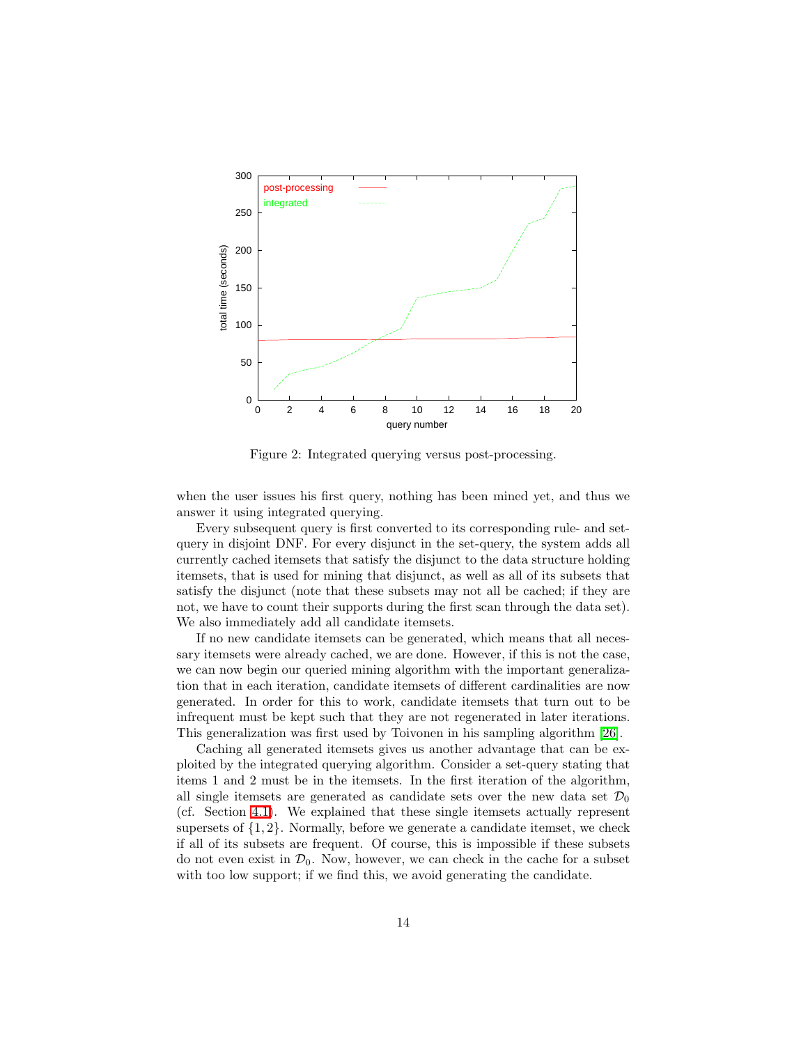Figure 2: Integrated querying versus post-processing.

when the user issues his first query, nothing has been mined yet, and thus we answer it using integrated querying.

Every subsequent query is first converted to its corresponding rule- and set-query in disjoint DNF. For every disjunct in the set-query, the system adds all currently cached itemsets that satisfy the disjunct to the data structure holding itemsets, that is used for mining that disjunct, as well as all of its subsets that satisfy the disjunct (note that these subsets may not all be cached; if they are not, we have to count their supports during the first scan through the data set). We also immediately add all candidate itemsets.

If no new candidate itemsets can be generated, which means that all necessary itemsets were already cached, we are done. However, if this is not the case, we can now begin our queried mining algorithm with the important generalization that in each iteration, candidate itemsets of different cardinalities are now generated. In order for this to work, candidate itemsets that turn out to be infrequent must be kept such that they are not regenerated in later iterations. This generalization was first used by Toivonen in his sampling algorithm [26].

Caching all generated itemsets gives us another advantage that can be exploited by the integrated querying algorithm. Consider a set-query stating that items 1 and 2 must be in the itemsets. In the first iteration of the algorithm, all single itemsets are generated as candidate sets over the new data set $\mathcal{D}_0$ (cf. Section 4.1). We explained that these single itemsets actually represent supersets of $\{1, 2\}$. Normally, before we generate a candidate itemset, we check if all of its subsets are frequent. Of course, this is impossible if these subsets do not even exist in $\mathcal{D}_0$. Now, however, we can check in the cache for a subset with too low support; if we find this, we avoid generating the candidate.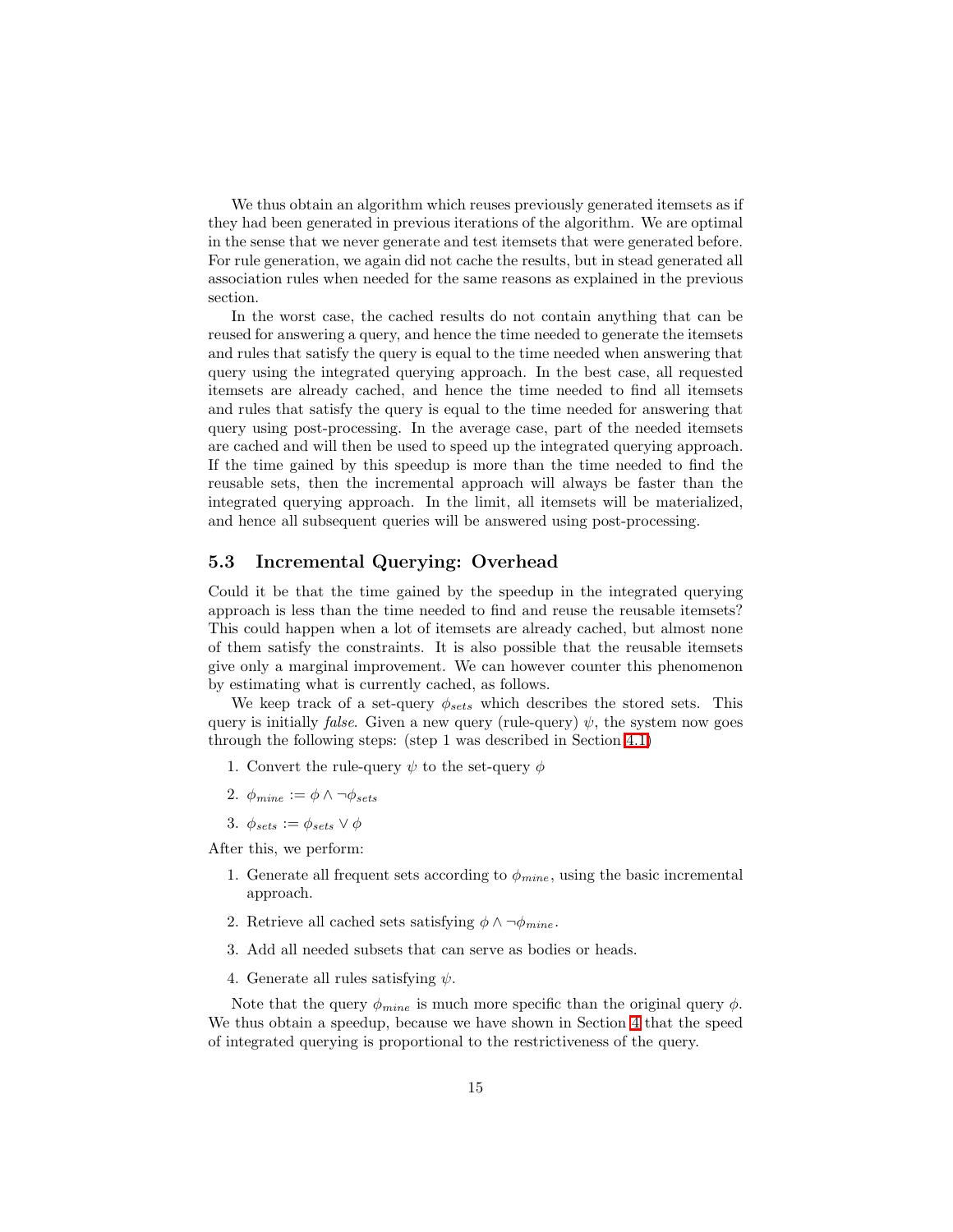We thus obtain an algorithm which reuses previously generated itemsets as if they had been generated in previous iterations of the algorithm. We are optimal in the sense that we never generate and test itemsets that were generated before. For rule generation, we again did not cache the results, but in stead generated all association rules when needed for the same reasons as explained in the previous section.

In the worst case, the cached results do not contain anything that can be reused for answering a query, and hence the time needed to generate the itemsets and rules that satisfy the query is equal to the time needed when answering that query using the integrated querying approach. In the best case, all requested itemsets are already cached, and hence the time needed to find all itemsets and rules that satisfy the query is equal to the time needed for answering that query using post-processing. In the average case, part of the needed itemsets are cached and will then be used to speed up the integrated querying approach. If the time gained by this speedup is more than the time needed to find the reusable sets, then the incremental approach will always be faster than the integrated querying approach. In the limit, all itemsets will be materialized, and hence all subsequent queries will be answered using post-processing.

### 5.3 Incremental Querying: Overhead

Could it be that the time gained by the speedup in the integrated querying approach is less than the time needed to find and reuse the reusable itemsets? This could happen when a lot of itemsets are already cached, but almost none of them satisfy the constraints. It is also possible that the reusable itemsets give only a marginal improvement. We can however counter this phenomenon by estimating what is currently cached, as follows.

We keep track of a set-query $\phi_{sets}$ which describes the stored sets. This query is initially *false*. Given a new query (rule-query) $\psi$, the system now goes through the following steps: (step 1 was described in Section 4.1)

1. Convert the rule-query $\psi$ to the set-query $\phi$
2. $\phi_{mine} := \phi \wedge \neg\phi_{sets}$
3. $\phi_{sets} := \phi_{sets} \vee \phi$

After this, we perform:

1. Generate all frequent sets according to $\phi_{mine}$, using the basic incremental approach.
2. Retrieve all cached sets satisfying $\phi \wedge \neg\phi_{mine}$.
3. Add all needed subsets that can serve as bodies or heads.
4. Generate all rules satisfying $\psi$.

Note that the query $\phi_{mine}$ is much more specific than the original query $\phi$. We thus obtain a speedup, because we have shown in Section 4 that the speed of integrated querying is proportional to the restrictiveness of the query.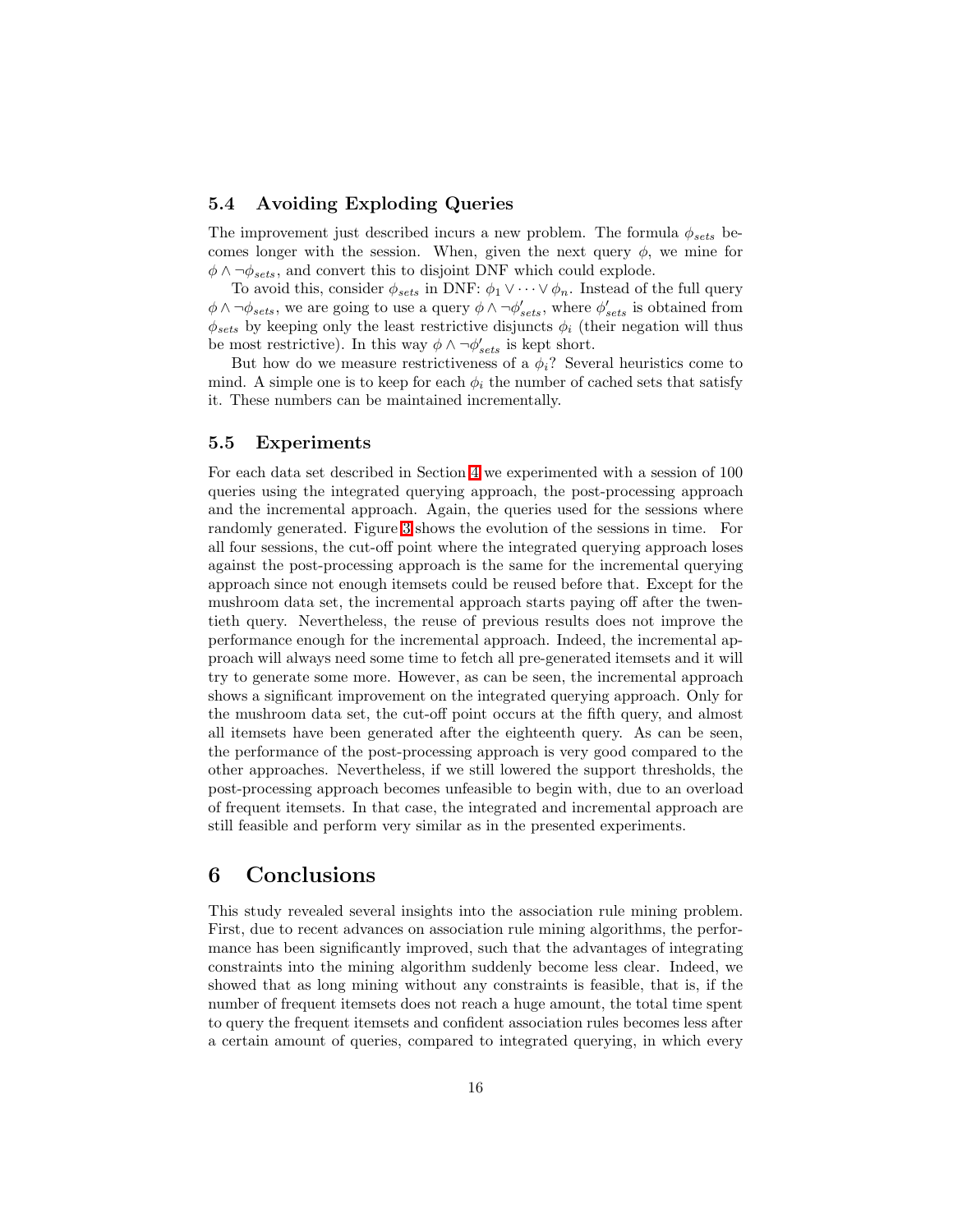### 5.4 Avoiding Exploding Queries

The improvement just described incurs a new problem. The formula $\phi_{sets}$ becomes longer with the session. When, given the next query $\phi$, we mine for $\phi \wedge \neg\phi_{sets}$, and convert this to disjoint DNF which could explode.

To avoid this, consider $\phi_{sets}$ in DNF: $\phi_1 \vee \cdots \vee \phi_n$. Instead of the full query $\phi \wedge \neg\phi_{sets}$, we are going to use a query $\phi \wedge \neg\phi'_{sets}$, where $\phi'_{sets}$ is obtained from $\phi_{sets}$ by keeping only the least restrictive disjuncts $\phi_i$ (their negation will thus be most restrictive). In this way $\phi \wedge \neg\phi'_{sets}$ is kept short.

But how do we measure restrictiveness of a $\phi_i$? Several heuristics come to mind. A simple one is to keep for each $\phi_i$ the number of cached sets that satisfy it. These numbers can be maintained incrementally.

### 5.5 Experiments

For each data set described in Section 4 we experimented with a session of 100 queries using the integrated querying approach, the post-processing approach and the incremental approach. Again, the queries used for the sessions where randomly generated. Figure 3 shows the evolution of the sessions in time. For all four sessions, the cut-off point where the integrated querying approach loses against the post-processing approach is the same for the incremental querying approach since not enough itemsets could be reused before that. Except for the mushroom data set, the incremental approach starts paying off after the twentieth query. Nevertheless, the reuse of previous results does not improve the performance enough for the incremental approach. Indeed, the incremental approach will always need some time to fetch all pre-generated itemsets and it will try to generate some more. However, as can be seen, the incremental approach shows a significant improvement on the integrated querying approach. Only for the mushroom data set, the cut-off point occurs at the fifth query, and almost all itemsets have been generated after the eighteenth query. As can be seen, the performance of the post-processing approach is very good compared to the other approaches. Nevertheless, if we still lowered the support thresholds, the post-processing approach becomes unfeasible to begin with, due to an overload of frequent itemsets. In that case, the integrated and incremental approach are still feasible and perform very similar as in the presented experiments.

# 6 Conclusions

This study revealed several insights into the association rule mining problem. First, due to recent advances on association rule mining algorithms, the performance has been significantly improved, such that the advantages of integrating constraints into the mining algorithm suddenly become less clear. Indeed, we showed that as long mining without any constraints is feasible, that is, if the number of frequent itemsets does not reach a huge amount, the total time spent to query the frequent itemsets and confident association rules becomes less after a certain amount of queries, compared to integrated querying, in which every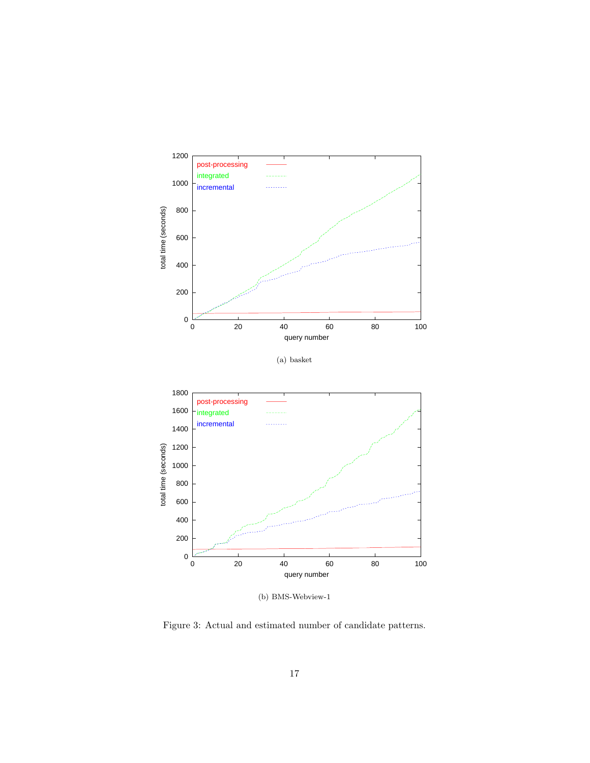(a) basket

(b) BMS-Webview-1

Figure 3: Actual and estimated number of candidate patterns.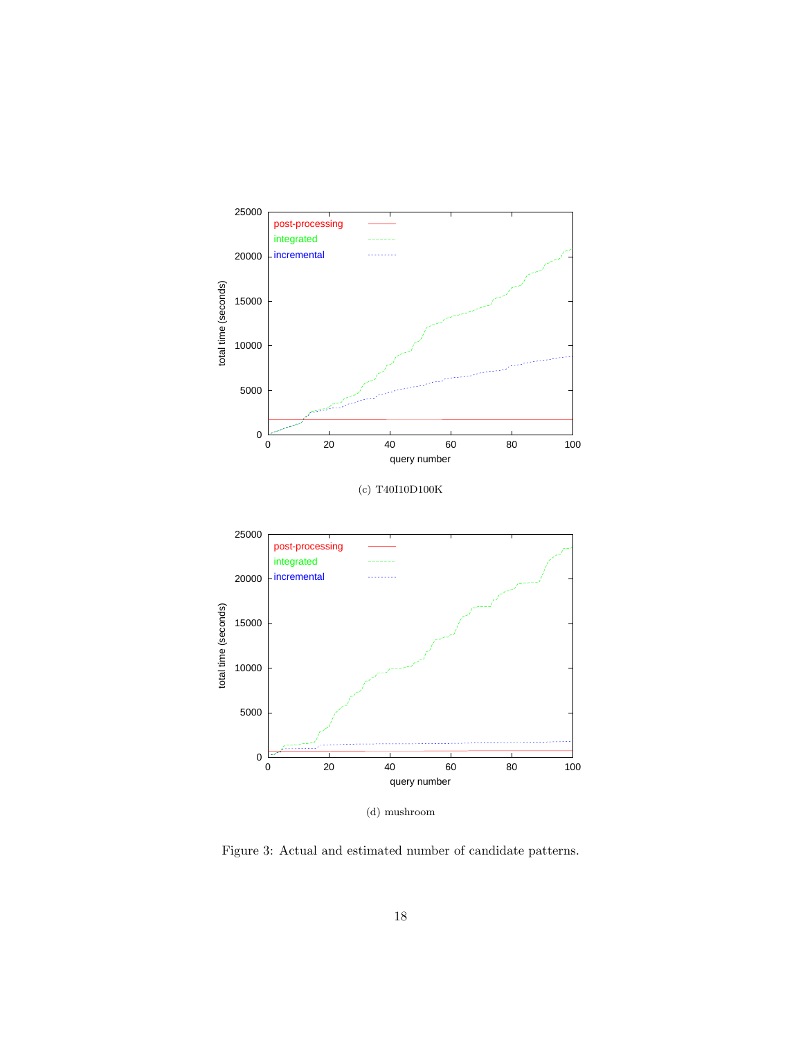(c) T40I10D100K

(d) mushroom

Figure 3: Actual and estimated number of candidate patterns.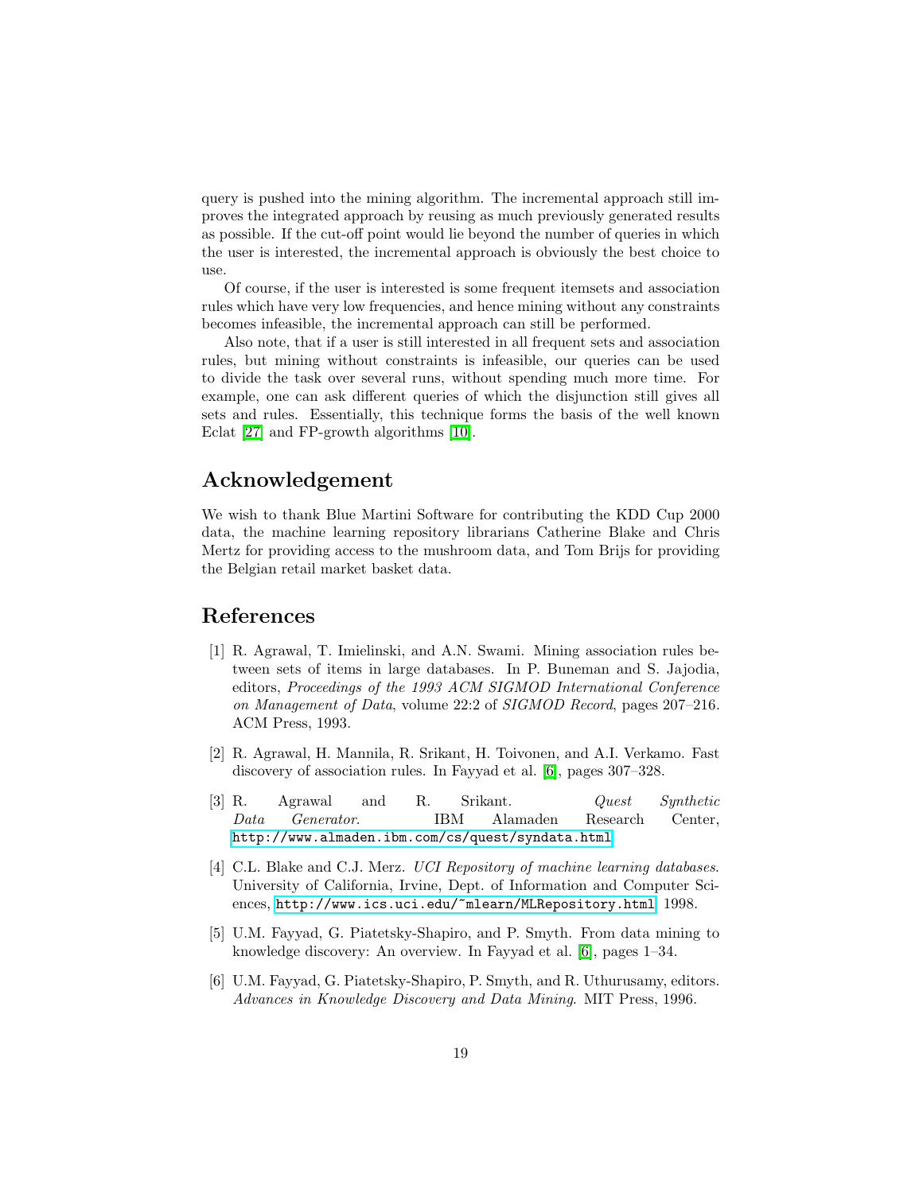query is pushed into the mining algorithm. The incremental approach still improves the integrated approach by reusing as much previously generated results as possible. If the cut-off point would lie beyond the number of queries in which the user is interested, the incremental approach is obviously the best choice to use.

Of course, if the user is interested is some frequent itemsets and association rules which have very low frequencies, and hence mining without any constraints becomes infeasible, the incremental approach can still be performed.

Also note, that if a user is still interested in all frequent sets and association rules, but mining without constraints is infeasible, our queries can be used to divide the task over several runs, without spending much more time. For example, one can ask different queries of which the disjunction still gives all sets and rules. Essentially, this technique forms the basis of the well known Eclat [27] and FP-growth algorithms [10].

## Acknowledgement

We wish to thank Blue Martini Software for contributing the KDD Cup 2000 data, the machine learning repository librarians Catherine Blake and Chris Mertz for providing access to the mushroom data, and Tom Brijs for providing the Belgian retail market basket data.

## References

[1] R. Agrawal, T. Imielinski, and A.N. Swami. Mining association rules between sets of items in large databases. In P. Buneman and S. Jajodia, editors, *Proceedings of the 1993 ACM SIGMOD International Conference on Management of Data*, volume 22:2 of *SIGMOD Record*, pages 207–216. ACM Press, 1993.

[2] R. Agrawal, H. Mannila, R. Srikant, H. Toivonen, and A.I. Verkamo. Fast discovery of association rules. In Fayyad et al. [6], pages 307–328.

[3] R. Agrawal and R. Srikant. *Quest Synthetic Data Generator*. IBM Alamaden Research Center, http://www.almaden.ibm.com/cs/quest/syndata.html.

[4] C.L. Blake and C.J. Merz. *UCI Repository of machine learning databases*. University of California, Irvine, Dept. of Information and Computer Sciences, http://www.ics.uci.edu/~mlearn/MLRepository.html, 1998.

[5] U.M. Fayyad, G. Piatetsky-Shapiro, and P. Smyth. From data mining to knowledge discovery: An overview. In Fayyad et al. [6], pages 1–34.

[6] U.M. Fayyad, G. Piatetsky-Shapiro, P. Smyth, and R. Uthurusamy, editors. *Advances in Knowledge Discovery and Data Mining*. MIT Press, 1996.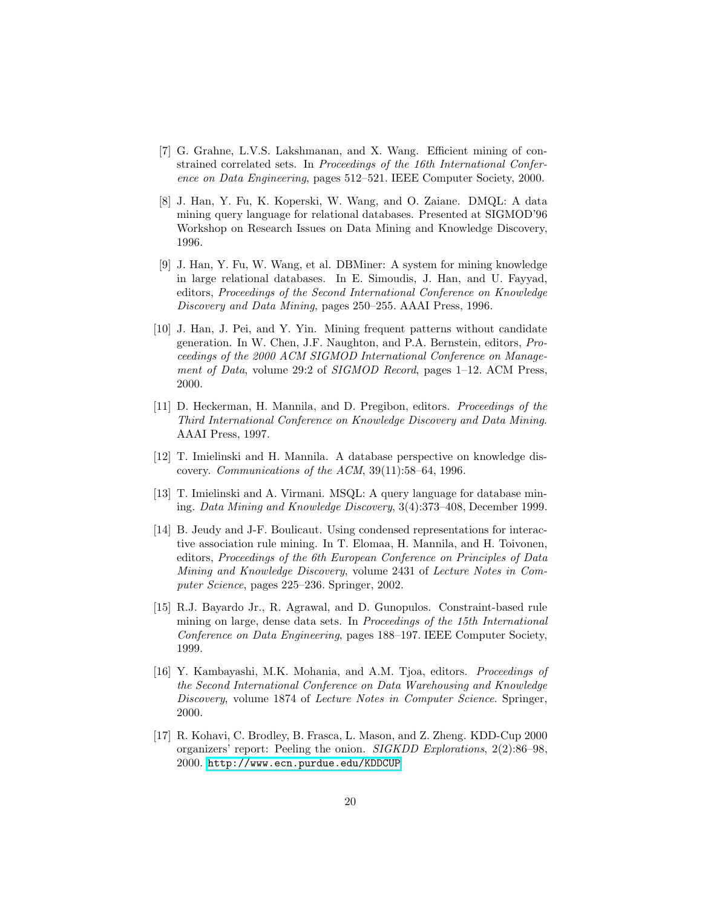[7] G. Grahne, L.V.S. Lakshmanan, and X. Wang. Efficient mining of constrained correlated sets. In *Proceedings of the 16th International Conference on Data Engineering*, pages 512–521. IEEE Computer Society, 2000.

[8] J. Han, Y. Fu, K. Koperski, W. Wang, and O. Zaiane. DMQL: A data mining query language for relational databases. Presented at SIGMOD'96 Workshop on Research Issues on Data Mining and Knowledge Discovery, 1996.

[9] J. Han, Y. Fu, W. Wang, et al. DBMiner: A system for mining knowledge in large relational databases. In E. Simoudis, J. Han, and U. Fayyad, editors, *Proceedings of the Second International Conference on Knowledge Discovery and Data Mining*, pages 250–255. AAAI Press, 1996.

[10] J. Han, J. Pei, and Y. Yin. Mining frequent patterns without candidate generation. In W. Chen, J.F. Naughton, and P.A. Bernstein, editors, *Proceedings of the 2000 ACM SIGMOD International Conference on Management of Data*, volume 29:2 of *SIGMOD Record*, pages 1–12. ACM Press, 2000.

[11] D. Heckerman, H. Mannila, and D. Pregibon, editors. *Proceedings of the Third International Conference on Knowledge Discovery and Data Mining*. AAAI Press, 1997.

[12] T. Imielinski and H. Mannila. A database perspective on knowledge discovery. *Communications of the ACM*, 39(11):58–64, 1996.

[13] T. Imielinski and A. Virmani. MSQL: A query language for database mining. *Data Mining and Knowledge Discovery*, 3(4):373–408, December 1999.

[14] B. Jeudy and J-F. Boulicaut. Using condensed representations for interactive association rule mining. In T. Elomaa, H. Mannila, and H. Toivonen, editors, *Proceedings of the 6th European Conference on Principles of Data Mining and Knowledge Discovery*, volume 2431 of *Lecture Notes in Computer Science*, pages 225–236. Springer, 2002.

[15] R.J. Bayardo Jr., R. Agrawal, and D. Gunopulos. Constraint-based rule mining on large, dense data sets. In *Proceedings of the 15th International Conference on Data Engineering*, pages 188–197. IEEE Computer Society, 1999.

[16] Y. Kambayashi, M.K. Mohania, and A.M. Tjoa, editors. *Proceedings of the Second International Conference on Data Warehousing and Knowledge Discovery*, volume 1874 of *Lecture Notes in Computer Science*. Springer, 2000.

[17] R. Kohavi, C. Brodley, B. Frasca, L. Mason, and Z. Zheng. KDD-Cup 2000 organizers' report: Peeling the onion. *SIGKDD Explorations*, 2(2):86–98, 2000. `http://www.ecn.purdue.edu/KDDCUP`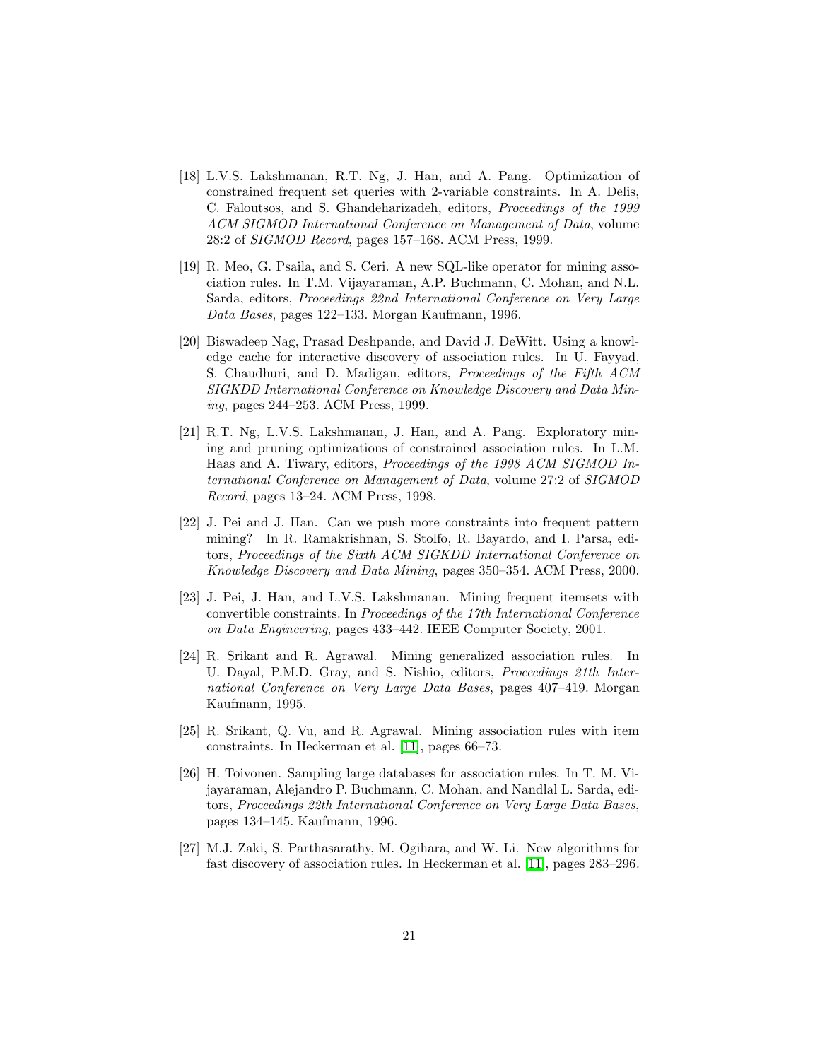[18] L.V.S. Lakshmanan, R.T. Ng, J. Han, and A. Pang. Optimization of constrained frequent set queries with 2-variable constraints. In A. Delis, C. Faloutsos, and S. Ghandeharizadeh, editors, *Proceedings of the 1999 ACM SIGMOD International Conference on Management of Data*, volume 28:2 of *SIGMOD Record*, pages 157–168. ACM Press, 1999.

[19] R. Meo, G. Psaila, and S. Ceri. A new SQL-like operator for mining association rules. In T.M. Vijayaraman, A.P. Buchmann, C. Mohan, and N.L. Sarda, editors, *Proceedings 22nd International Conference on Very Large Data Bases*, pages 122–133. Morgan Kaufmann, 1996.

[20] Biswadeep Nag, Prasad Deshpande, and David J. DeWitt. Using a knowledge cache for interactive discovery of association rules. In U. Fayyad, S. Chaudhuri, and D. Madigan, editors, *Proceedings of the Fifth ACM SIGKDD International Conference on Knowledge Discovery and Data Mining*, pages 244–253. ACM Press, 1999.

[21] R.T. Ng, L.V.S. Lakshmanan, J. Han, and A. Pang. Exploratory mining and pruning optimizations of constrained association rules. In L.M. Haas and A. Tiwary, editors, *Proceedings of the 1998 ACM SIGMOD International Conference on Management of Data*, volume 27:2 of *SIGMOD Record*, pages 13–24. ACM Press, 1998.

[22] J. Pei and J. Han. Can we push more constraints into frequent pattern mining? In R. Ramakrishnan, S. Stolfo, R. Bayardo, and I. Parsa, editors, *Proceedings of the Sixth ACM SIGKDD International Conference on Knowledge Discovery and Data Mining*, pages 350–354. ACM Press, 2000.

[23] J. Pei, J. Han, and L.V.S. Lakshmanan. Mining frequent itemsets with convertible constraints. In *Proceedings of the 17th International Conference on Data Engineering*, pages 433–442. IEEE Computer Society, 2001.

[24] R. Srikant and R. Agrawal. Mining generalized association rules. In U. Dayal, P.M.D. Gray, and S. Nishio, editors, *Proceedings 21th International Conference on Very Large Data Bases*, pages 407–419. Morgan Kaufmann, 1995.

[25] R. Srikant, Q. Vu, and R. Agrawal. Mining association rules with item constraints. In Heckerman et al. [11], pages 66–73.

[26] H. Toivonen. Sampling large databases for association rules. In T. M. Vijayaraman, Alejandro P. Buchmann, C. Mohan, and Nandlal L. Sarda, editors, *Proceedings 22th International Conference on Very Large Data Bases*, pages 134–145. Kaufmann, 1996.

[27] M.J. Zaki, S. Parthasarathy, M. Ogihara, and W. Li. New algorithms for fast discovery of association rules. In Heckerman et al. [11], pages 283–296.